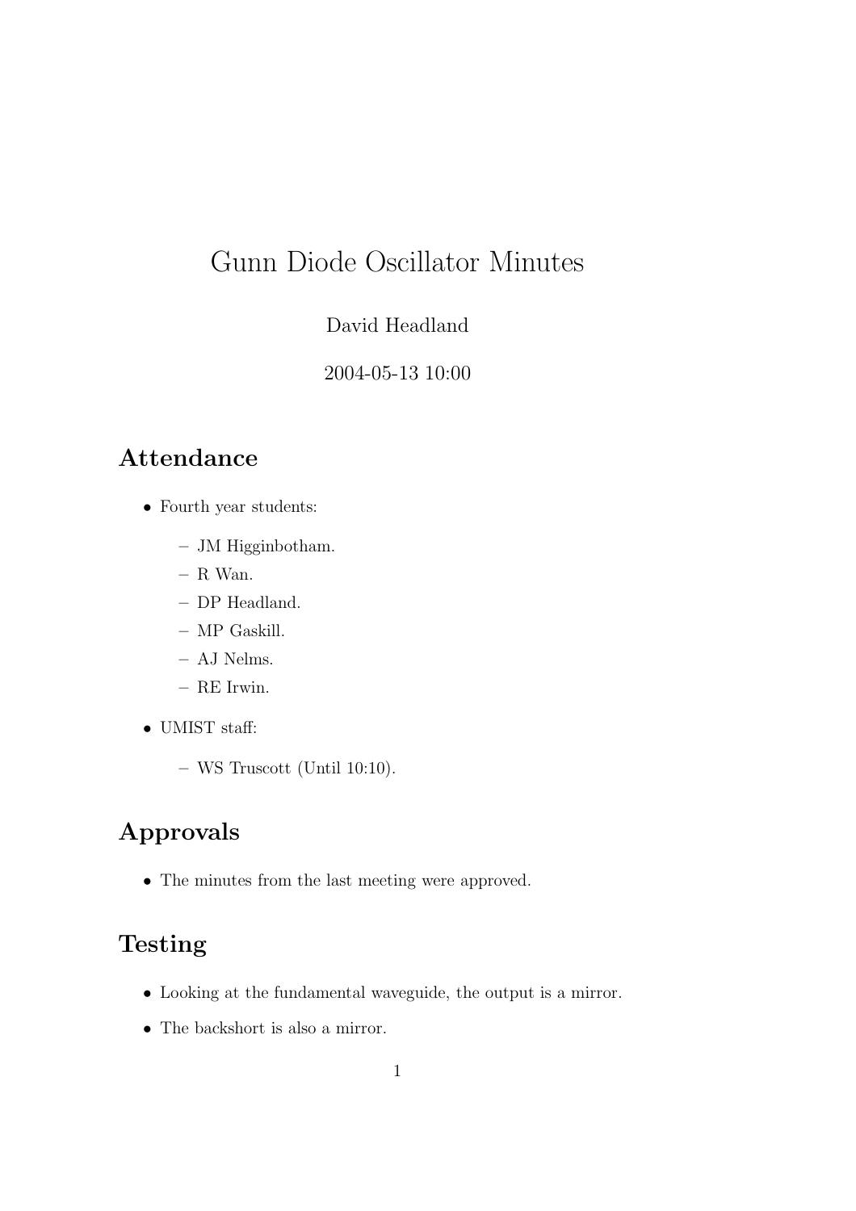# Gunn Diode Oscillator Minutes

David Headland

2004-05-13 10:00

## Attendance

- Fourth year students:
  - JM Higginbotham.
  - R Wan.
  - DP Headland.
  - MP Gaskill.
  - AJ Nelms.
  - RE Irwin.
- UMIST staff:
  - WS Truscott (Until 10:10).

## Approvals

- The minutes from the last meeting were approved.

## Testing

- Looking at the fundamental waveguide, the output is a mirror.
- The backshort is also a mirror.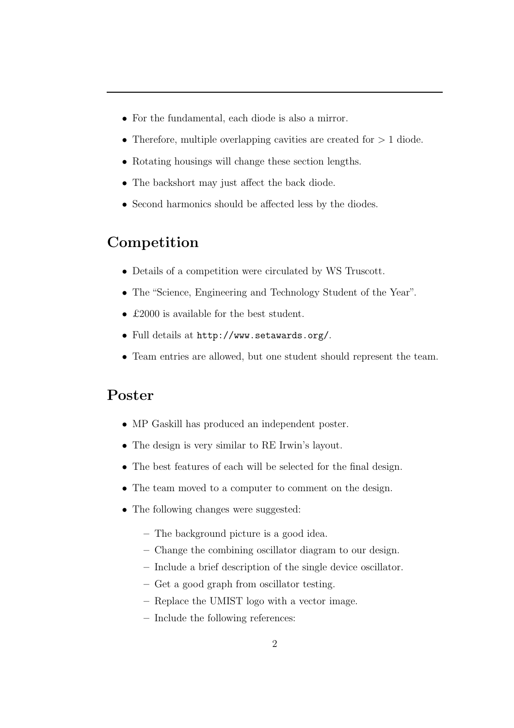- For the fundamental, each diode is also a mirror.
- Therefore, multiple overlapping cavities are created for $> 1$ diode.
- Rotating housings will change these section lengths.
- The backshort may just affect the back diode.
- Second harmonics should be affected less by the diodes.

## Competition

- Details of a competition were circulated by WS Truscott.
- The "Science, Engineering and Technology Student of the Year".
- £2000 is available for the best student.
- Full details at `http://www.setawards.org/`.
- Team entries are allowed, but one student should represent the team.

## Poster

- MP Gaskill has produced an independent poster.
- The design is very similar to RE Irwin's layout.
- The best features of each will be selected for the final design.
- The team moved to a computer to comment on the design.
- The following changes were suggested:
  - The background picture is a good idea.
  - Change the combining oscillator diagram to our design.
  - Include a brief description of the single device oscillator.
  - Get a good graph from oscillator testing.
  - Replace the UMIST logo with a vector image.
  - Include the following references: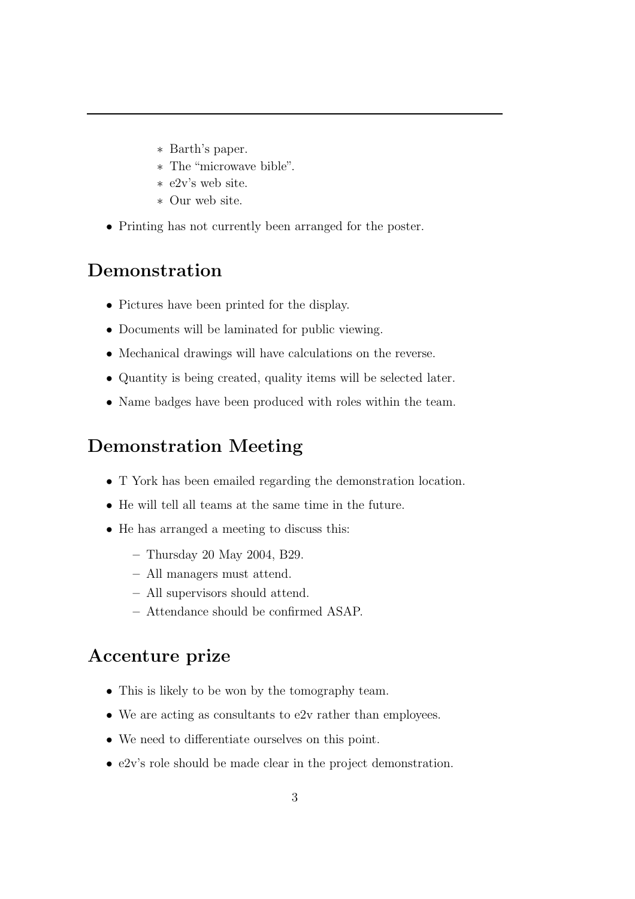- Barth's paper.
    - The "microwave bible".
    - e2v's web site.
    - Our web site.

- Printing has not currently been arranged for the poster.

## Demonstration

- Pictures have been printed for the display.
- Documents will be laminated for public viewing.
- Mechanical drawings will have calculations on the reverse.
- Quantity is being created, quality items will be selected later.
- Name badges have been produced with roles within the team.

## Demonstration Meeting

- T York has been emailed regarding the demonstration location.
- He will tell all teams at the same time in the future.
- He has arranged a meeting to discuss this:
  - Thursday 20 May 2004, B29.
  - All managers must attend.
  - All supervisors should attend.
  - Attendance should be confirmed ASAP.

## Accenture prize

- This is likely to be won by the tomography team.
- We are acting as consultants to e2v rather than employees.
- We need to differentiate ourselves on this point.
- e2v's role should be made clear in the project demonstration.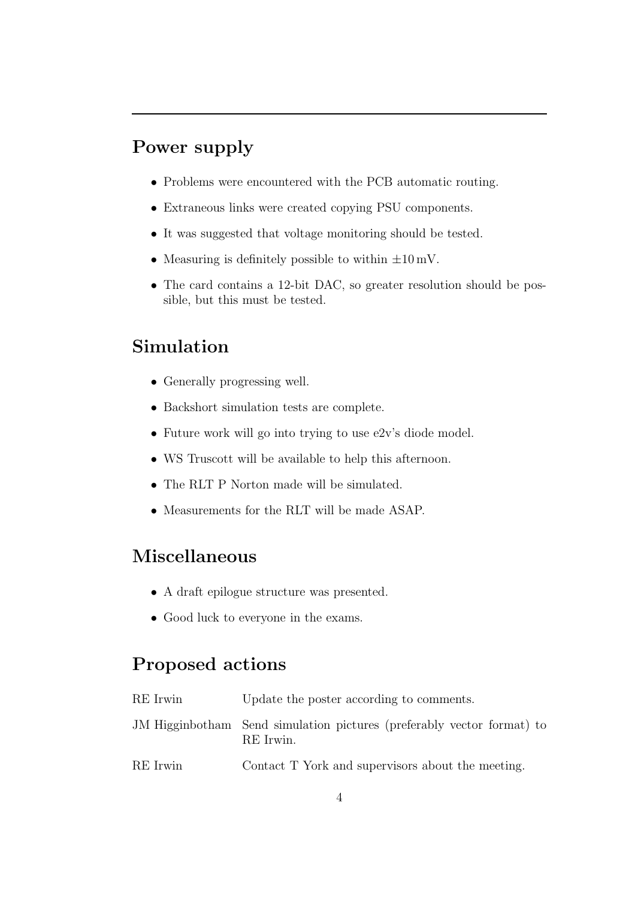---

## Power supply

- Problems were encountered with the PCB automatic routing.
- Extraneous links were created copying PSU components.
- It was suggested that voltage monitoring should be tested.
- Measuring is definitely possible to within $\pm 10\,\text{mV}$.
- The card contains a 12-bit DAC, so greater resolution should be possible, but this must be tested.

## Simulation

- Generally progressing well.
- Backshort simulation tests are complete.
- Future work will go into trying to use e2v's diode model.
- WS Truscott will be available to help this afternoon.
- The RLT P Norton made will be simulated.
- Measurements for the RLT will be made ASAP.

## Miscellaneous

- A draft epilogue structure was presented.
- Good luck to everyone in the exams.

## Proposed actions

| | |
|---|---|
| RE Irwin | Update the poster according to comments. |
| JM Higginbotham | Send simulation pictures (preferably vector format) to RE Irwin. |
| RE Irwin | Contact T York and supervisors about the meeting. |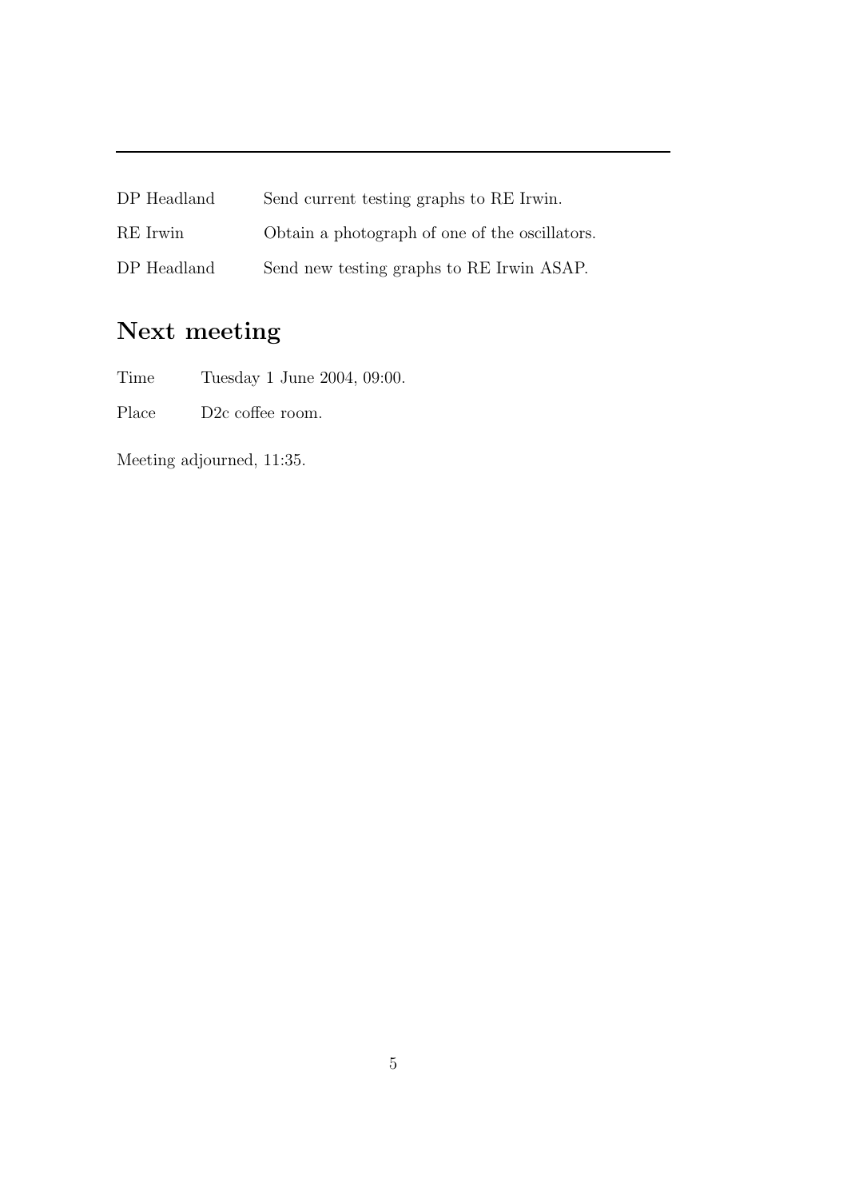---

| | |
|---|---|
| DP Headland | Send current testing graphs to RE Irwin. |
| RE Irwin | Obtain a photograph of one of the oscillators. |
| DP Headland | Send new testing graphs to RE Irwin ASAP. |

## Next meeting

| | |
|---|---|
| Time | Tuesday 1 June 2004, 09:00. |
| Place | D2c coffee room. |

Meeting adjourned, 11:35.